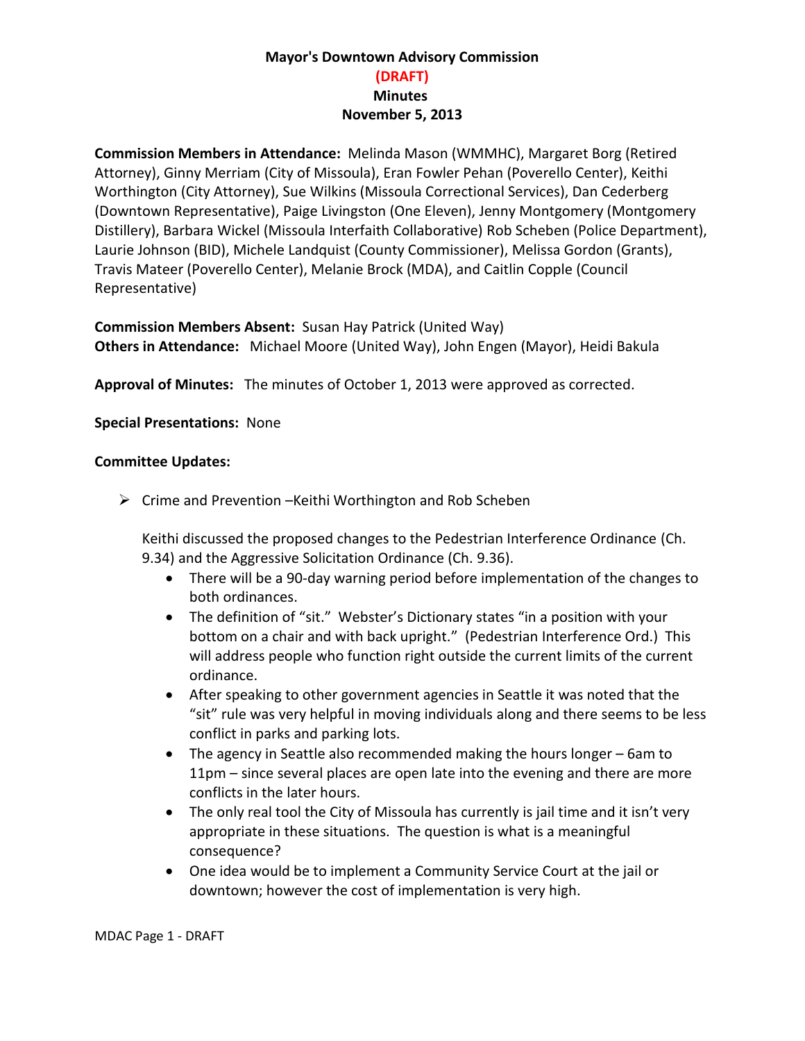# Mayor's Downtown Advisory Commission

**(DRAFT)**

**Minutes**

**November 5, 2013**

**Commission Members in Attendance:** Melinda Mason (WMMHC), Margaret Borg (Retired Attorney), Ginny Merriam (City of Missoula), Eran Fowler Pehan (Poverello Center), Keithi Worthington (City Attorney), Sue Wilkins (Missoula Correctional Services), Dan Cederberg (Downtown Representative), Paige Livingston (One Eleven), Jenny Montgomery (Montgomery Distillery), Barbara Wickel (Missoula Interfaith Collaborative) Rob Scheben (Police Department), Laurie Johnson (BID), Michele Landquist (County Commissioner), Melissa Gordon (Grants), Travis Mateer (Poverello Center), Melanie Brock (MDA), and Caitlin Copple (Council Representative)

**Commission Members Absent:** Susan Hay Patrick (United Way)

**Others in Attendance:** Michael Moore (United Way), John Engen (Mayor), Heidi Bakula

**Approval of Minutes:** The minutes of October 1, 2013 were approved as corrected.

**Special Presentations:** None

**Committee Updates:**

- Crime and Prevention –Keithi Worthington and Rob Scheben

  Keithi discussed the proposed changes to the Pedestrian Interference Ordinance (Ch. 9.34) and the Aggressive Solicitation Ordinance (Ch. 9.36).

  - There will be a 90-day warning period before implementation of the changes to both ordinances.
  - The definition of "sit." Webster's Dictionary states "in a position with your bottom on a chair and with back upright." (Pedestrian Interference Ord.) This will address people who function right outside the current limits of the current ordinance.
  - After speaking to other government agencies in Seattle it was noted that the "sit" rule was very helpful in moving individuals along and there seems to be less conflict in parks and parking lots.
  - The agency in Seattle also recommended making the hours longer – 6am to 11pm – since several places are open late into the evening and there are more conflicts in the later hours.
  - The only real tool the City of Missoula has currently is jail time and it isn't very appropriate in these situations. The question is what is a meaningful consequence?
  - One idea would be to implement a Community Service Court at the jail or downtown; however the cost of implementation is very high.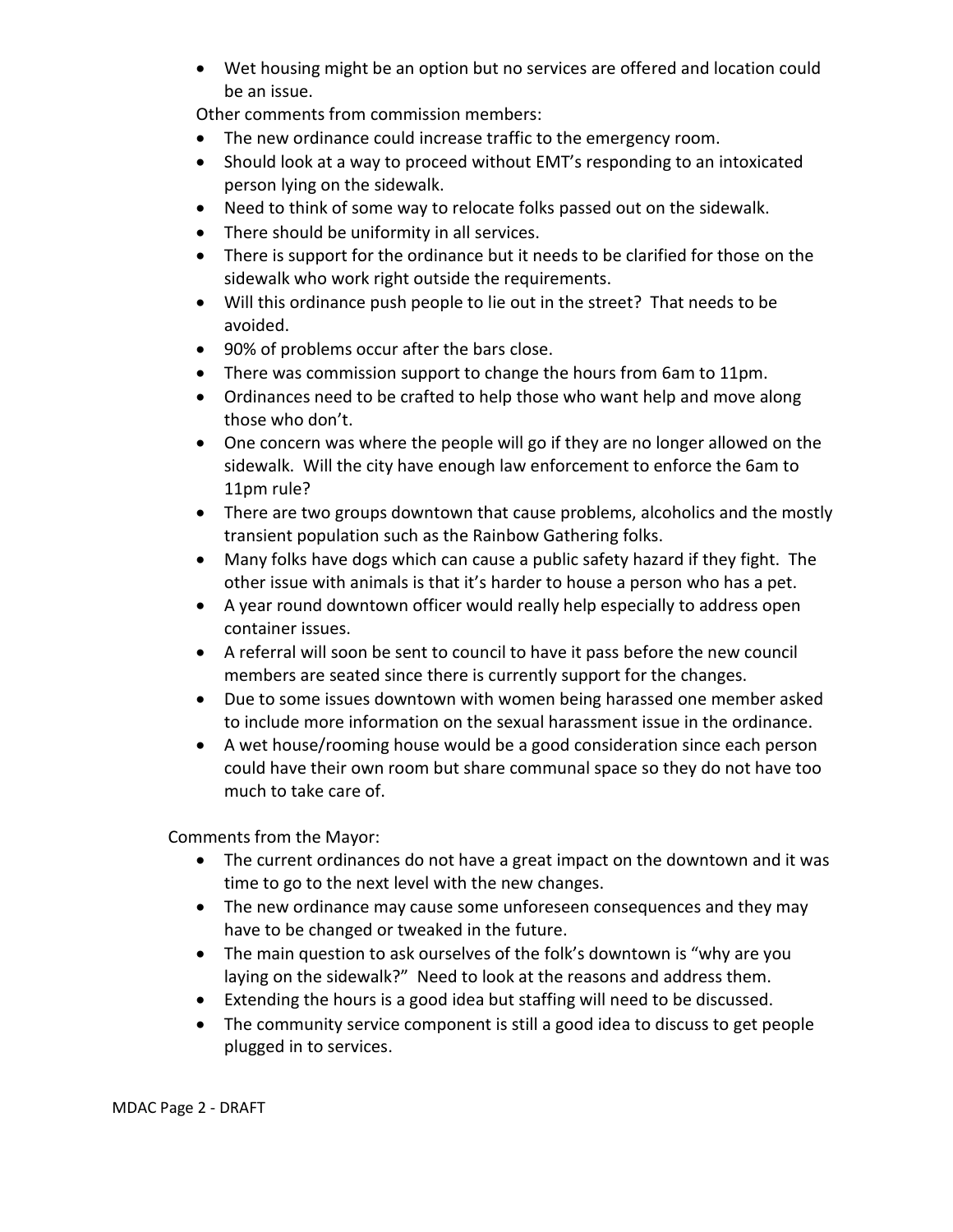- Wet housing might be an option but no services are offered and location could be an issue.

Other comments from commission members:

- The new ordinance could increase traffic to the emergency room.
- Should look at a way to proceed without EMT's responding to an intoxicated person lying on the sidewalk.
- Need to think of some way to relocate folks passed out on the sidewalk.
- There should be uniformity in all services.
- There is support for the ordinance but it needs to be clarified for those on the sidewalk who work right outside the requirements.
- Will this ordinance push people to lie out in the street? That needs to be avoided.
- 90% of problems occur after the bars close.
- There was commission support to change the hours from 6am to 11pm.
- Ordinances need to be crafted to help those who want help and move along those who don't.
- One concern was where the people will go if they are no longer allowed on the sidewalk. Will the city have enough law enforcement to enforce the 6am to 11pm rule?
- There are two groups downtown that cause problems, alcoholics and the mostly transient population such as the Rainbow Gathering folks.
- Many folks have dogs which can cause a public safety hazard if they fight. The other issue with animals is that it's harder to house a person who has a pet.
- A year round downtown officer would really help especially to address open container issues.
- A referral will soon be sent to council to have it pass before the new council members are seated since there is currently support for the changes.
- Due to some issues downtown with women being harassed one member asked to include more information on the sexual harassment issue in the ordinance.
- A wet house/rooming house would be a good consideration since each person could have their own room but share communal space so they do not have too much to take care of.

Comments from the Mayor:

- The current ordinances do not have a great impact on the downtown and it was time to go to the next level with the new changes.
- The new ordinance may cause some unforeseen consequences and they may have to be changed or tweaked in the future.
- The main question to ask ourselves of the folk's downtown is "why are you laying on the sidewalk?" Need to look at the reasons and address them.
- Extending the hours is a good idea but staffing will need to be discussed.
- The community service component is still a good idea to discuss to get people plugged in to services.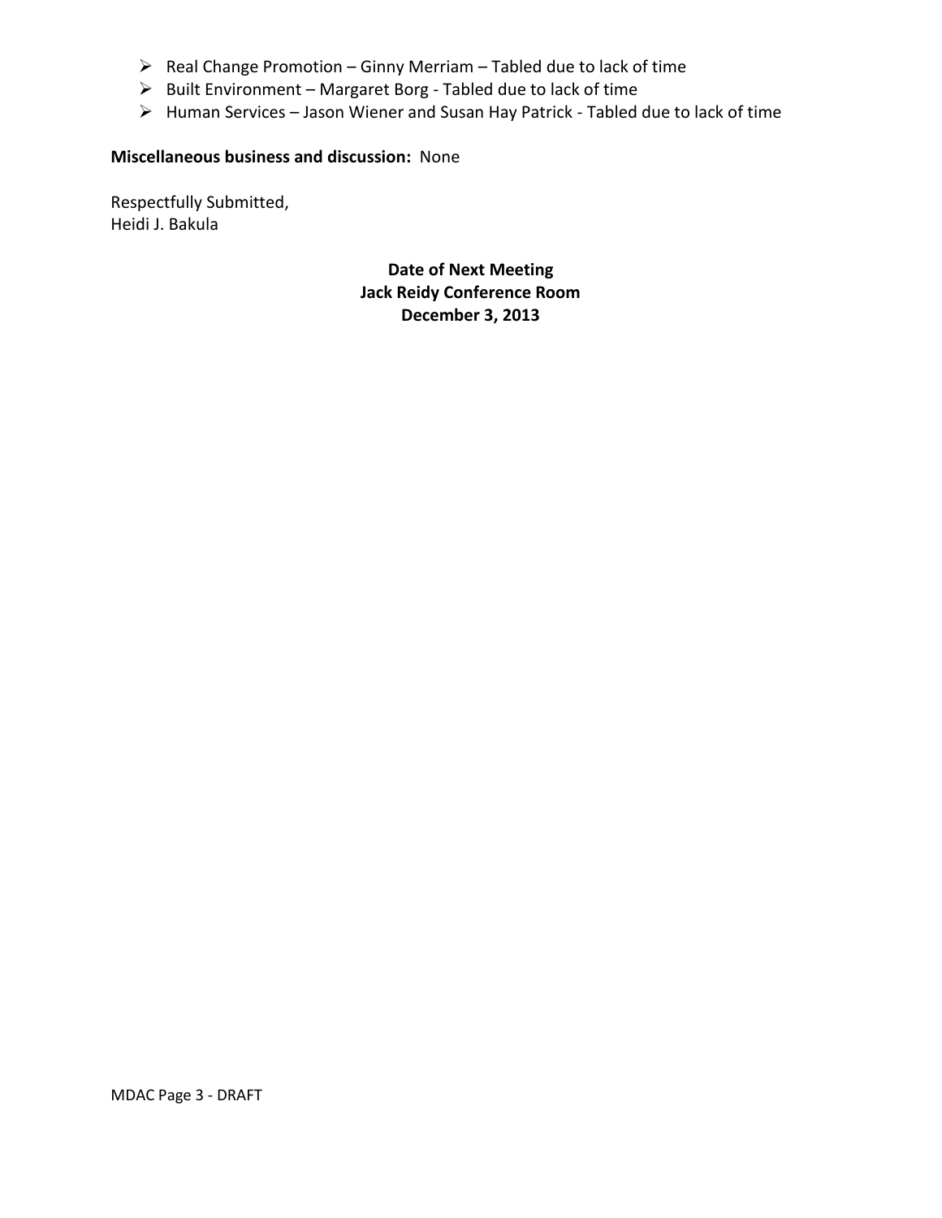- Real Change Promotion – Ginny Merriam – Tabled due to lack of time
- Built Environment – Margaret Borg - Tabled due to lack of time
- Human Services – Jason Wiener and Susan Hay Patrick - Tabled due to lack of time

**Miscellaneous business and discussion:** None

Respectfully Submitted,
Heidi J. Bakula

**Date of Next Meeting**
**Jack Reidy Conference Room**
**December 3, 2013**